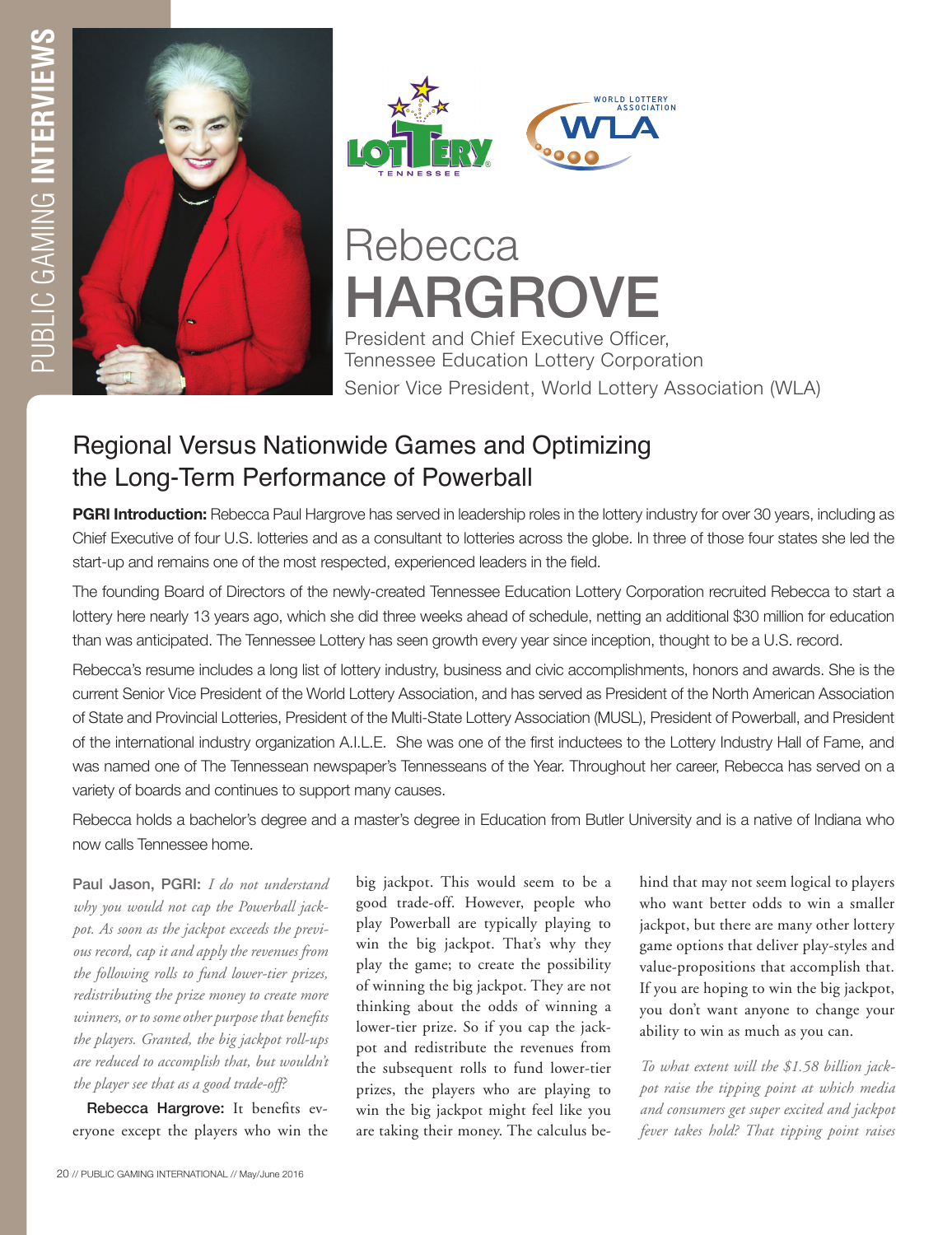# Rebecca HARGROVE

President and Chief Executive Officer,
Tennessee Education Lottery Corporation
Senior Vice President, World Lottery Association (WLA)

## Regional Versus Nationwide Games and Optimizing the Long-Term Performance of Powerball

**PGRI Introduction:** Rebecca Paul Hargrove has served in leadership roles in the lottery industry for over 30 years, including as Chief Executive of four U.S. lotteries and as a consultant to lotteries across the globe. In three of those four states she led the start-up and remains one of the most respected, experienced leaders in the field.

The founding Board of Directors of the newly-created Tennessee Education Lottery Corporation recruited Rebecca to start a lottery here nearly 13 years ago, which she did three weeks ahead of schedule, netting an additional $30 million for education than was anticipated. The Tennessee Lottery has seen growth every year since inception, thought to be a U.S. record.

Rebecca's resume includes a long list of lottery industry, business and civic accomplishments, honors and awards. She is the current Senior Vice President of the World Lottery Association, and has served as President of the North American Association of State and Provincial Lotteries, President of the Multi-State Lottery Association (MUSL), President of Powerball, and President of the international industry organization A.I.L.E. She was one of the first inductees to the Lottery Industry Hall of Fame, and was named one of The Tennessean newspaper's Tennesseans of the Year. Throughout her career, Rebecca has served on a variety of boards and continues to support many causes.

Rebecca holds a bachelor's degree and a master's degree in Education from Butler University and is a native of Indiana who now calls Tennessee home.

**Paul Jason, PGRI:** *I do not understand why you would not cap the Powerball jackpot. As soon as the jackpot exceeds the previous record, cap it and apply the revenues from the following rolls to fund lower-tier prizes, redistributing the prize money to create more winners, or to some other purpose that benefits the players. Granted, the big jackpot roll-ups are reduced to accomplish that, but wouldn't the player see that as a good trade-off?*

**Rebecca Hargrove:** It benefits everyone except the players who win the big jackpot. This would seem to be a good trade-off. However, people who play Powerball are typically playing to win the big jackpot. That's why they play the game; to create the possibility of winning the big jackpot. They are not thinking about the odds of winning a lower-tier prize. So if you cap the jackpot and redistribute the revenues from the subsequent rolls to fund lower-tier prizes, the players who are playing to win the big jackpot might feel like you are taking their money. The calculus behind that may not seem logical to players who want better odds to win a smaller jackpot, but there are many other lottery game options that deliver play-styles and value-propositions that accomplish that. If you are hoping to win the big jackpot, you don't want anyone to change your ability to win as much as you can.

*To what extent will the $1.58 billion jackpot raise the tipping point at which media and consumers get super excited and jackpot fever takes hold? That tipping point raises*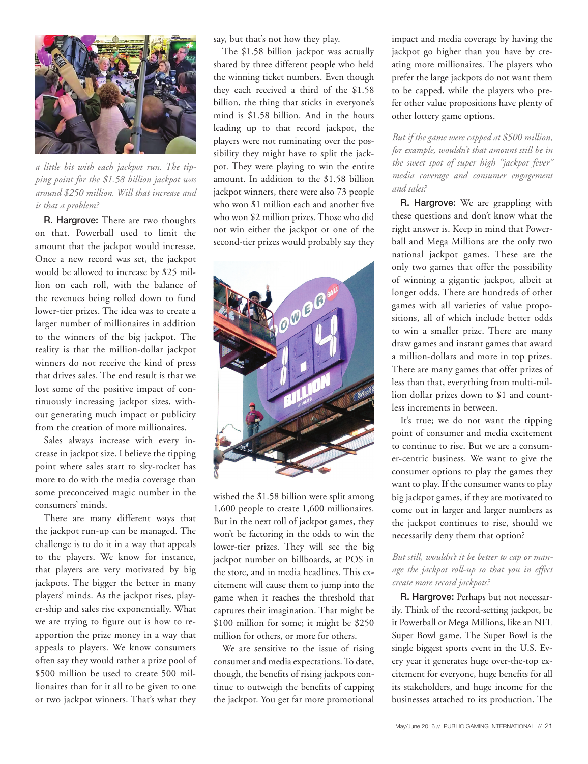*a little bit with each jackpot run. The tipping point for the $1.58 billion jackpot was around $250 million. Will that increase and is that a problem?*

**R. Hargrove:** There are two thoughts on that. Powerball used to limit the amount that the jackpot would increase. Once a new record was set, the jackpot would be allowed to increase by $25 million on each roll, with the balance of the revenues being rolled down to fund lower-tier prizes. The idea was to create a larger number of millionaires in addition to the winners of the big jackpot. The reality is that the million-dollar jackpot winners do not receive the kind of press that drives sales. The end result is that we lost some of the positive impact of continuously increasing jackpot sizes, without generating much impact or publicity from the creation of more millionaires.

Sales always increase with every increase in jackpot size. I believe the tipping point where sales start to sky-rocket has more to do with the media coverage than some preconceived magic number in the consumers' minds.

There are many different ways that the jackpot run-up can be managed. The challenge is to do it in a way that appeals to the players. We know for instance, that players are very motivated by big jackpots. The bigger the better in many players' minds. As the jackpot rises, player-ship and sales rise exponentially. What we are trying to figure out is how to re-apportion the prize money in a way that appeals to players. We know consumers often say they would rather a prize pool of $500 million be used to create 500 millionaires than for it all to be given to one or two jackpot winners. That's what they say, but that's not how they play.

The $1.58 billion jackpot was actually shared by three different people who held the winning ticket numbers. Even though they each received a third of the $1.58 billion, the thing that sticks in everyone's mind is $1.58 billion. And in the hours leading up to that record jackpot, the players were not ruminating over the possibility they might have to split the jackpot. They were playing to win the entire amount. In addition to the $1.58 billion jackpot winners, there were also 73 people who won $1 million each and another five who won $2 million prizes. Those who did not win either the jackpot or one of the second-tier prizes would probably say they wished the $1.58 billion were split among 1,600 people to create 1,600 millionaires. But in the next roll of jackpot games, they won't be factoring in the odds to win the lower-tier prizes. They will see the big jackpot number on billboards, at POS in the store, and in media headlines. This excitement will cause them to jump into the game when it reaches the threshold that captures their imagination. That might be $100 million for some; it might be $250 million for others, or more for others.

We are sensitive to the issue of rising consumer and media expectations. To date, though, the benefits of rising jackpots continue to outweigh the benefits of capping the jackpot. You get far more promotional impact and media coverage by having the jackpot go higher than you have by creating more millionaires. The players who prefer the large jackpots do not want them to be capped, while the players who prefer other value propositions have plenty of other lottery game options.

*But if the game were capped at $500 million, for example, wouldn't that amount still be in the sweet spot of super high "jackpot fever" media coverage and consumer engagement and sales?*

**R. Hargrove:** We are grappling with these questions and don't know what the right answer is. Keep in mind that Powerball and Mega Millions are the only two national jackpot games. These are the only two games that offer the possibility of winning a gigantic jackpot, albeit at longer odds. There are hundreds of other games with all varieties of value propositions, all of which include better odds to win a smaller prize. There are many draw games and instant games that award a million-dollars and more in top prizes. There are many games that offer prizes of less than that, everything from multi-million dollar prizes down to $1 and countless increments in between.

It's true; we do not want the tipping point of consumer and media excitement to continue to rise. But we are a consumer-centric business. We want to give the consumer options to play the games they want to play. If the consumer wants to play big jackpot games, if they are motivated to come out in larger and larger numbers as the jackpot continues to rise, should we necessarily deny them that option?

*But still, wouldn't it be better to cap or manage the jackpot roll-up so that you in effect create more record jackpots?*

**R. Hargrove:** Perhaps but not necessarily. Think of the record-setting jackpot, be it Powerball or Mega Millions, like an NFL Super Bowl game. The Super Bowl is the single biggest sports event in the U.S. Every year it generates huge over-the-top excitement for everyone, huge benefits for all its stakeholders, and huge income for the businesses attached to its production. The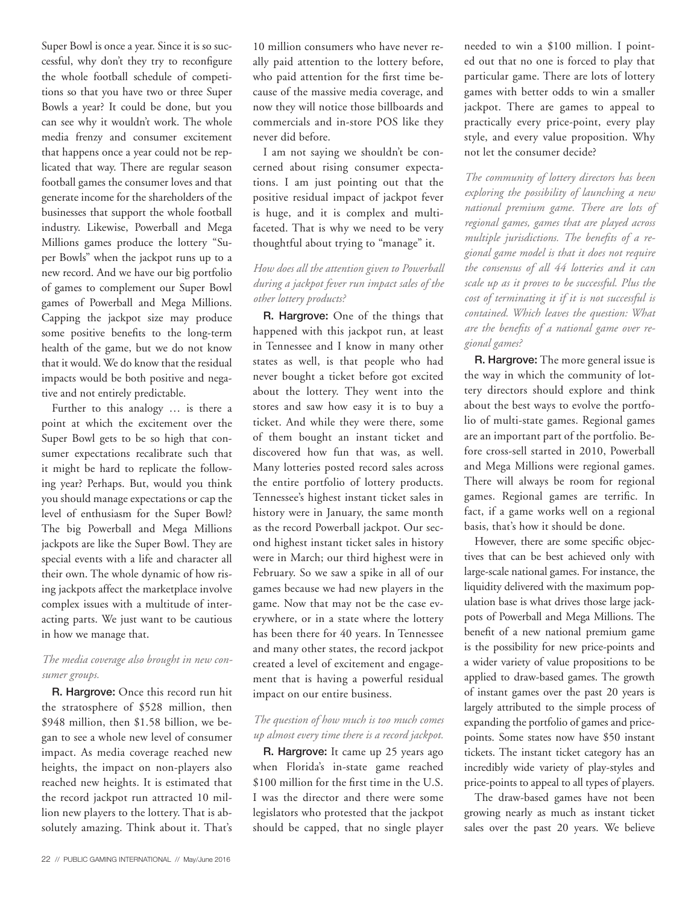Super Bowl is once a year. Since it is so successful, why don't they try to reconfigure the whole football schedule of competitions so that you have two or three Super Bowls a year? It could be done, but you can see why it wouldn't work. The whole media frenzy and consumer excitement that happens once a year could not be replicated that way. There are regular season football games the consumer loves and that generate income for the shareholders of the businesses that support the whole football industry. Likewise, Powerball and Mega Millions games produce the lottery "Super Bowls" when the jackpot runs up to a new record. And we have our big portfolio of games to complement our Super Bowl games of Powerball and Mega Millions. Capping the jackpot size may produce some positive benefits to the long-term health of the game, but we do not know that it would. We do know that the residual impacts would be both positive and negative and not entirely predictable.

Further to this analogy … is there a point at which the excitement over the Super Bowl gets to be so high that consumer expectations recalibrate such that it might be hard to replicate the following year? Perhaps. But, would you think you should manage expectations or cap the level of enthusiasm for the Super Bowl? The big Powerball and Mega Millions jackpots are like the Super Bowl. They are special events with a life and character all their own. The whole dynamic of how rising jackpots affect the marketplace involve complex issues with a multitude of interacting parts. We just want to be cautious in how we manage that.

*The media coverage also brought in new consumer groups.*

**R. Hargrove:** Once this record run hit the stratosphere of \$528 million, then \$948 million, then \$1.58 billion, we began to see a whole new level of consumer impact. As media coverage reached new heights, the impact on non-players also reached new heights. It is estimated that the record jackpot run attracted 10 million new players to the lottery. That is absolutely amazing. Think about it. That's 10 million consumers who have never really paid attention to the lottery before, who paid attention for the first time because of the massive media coverage, and now they will notice those billboards and commercials and in-store POS like they never did before.

I am not saying we shouldn't be concerned about rising consumer expectations. I am just pointing out that the positive residual impact of jackpot fever is huge, and it is complex and multifaceted. That is why we need to be very thoughtful about trying to "manage" it.

*How does all the attention given to Powerball during a jackpot fever run impact sales of the other lottery products?*

**R. Hargrove:** One of the things that happened with this jackpot run, at least in Tennessee and I know in many other states as well, is that people who had never bought a ticket before got excited about the lottery. They went into the stores and saw how easy it is to buy a ticket. And while they were there, some of them bought an instant ticket and discovered how fun that was, as well. Many lotteries posted record sales across the entire portfolio of lottery products. Tennessee's highest instant ticket sales in history were in January, the same month as the record Powerball jackpot. Our second highest instant ticket sales in history were in March; our third highest were in February. So we saw a spike in all of our games because we had new players in the game. Now that may not be the case everywhere, or in a state where the lottery has been there for 40 years. In Tennessee and many other states, the record jackpot created a level of excitement and engagement that is having a powerful residual impact on our entire business.

*The question of how much is too much comes up almost every time there is a record jackpot.*

**R. Hargrove:** It came up 25 years ago when Florida's in-state game reached \$100 million for the first time in the U.S. I was the director and there were some legislators who protested that the jackpot should be capped, that no single player needed to win a \$100 million. I pointed out that no one is forced to play that particular game. There are lots of lottery games with better odds to win a smaller jackpot. There are games to appeal to practically every price-point, every play style, and every value proposition. Why not let the consumer decide?

*The community of lottery directors has been exploring the possibility of launching a new national premium game. There are lots of regional games, games that are played across multiple jurisdictions. The benefits of a regional game model is that it does not require the consensus of all 44 lotteries and it can scale up as it proves to be successful. Plus the cost of terminating it if it is not successful is contained. Which leaves the question: What are the benefits of a national game over regional games?*

**R. Hargrove:** The more general issue is the way in which the community of lottery directors should explore and think about the best ways to evolve the portfolio of multi-state games. Regional games are an important part of the portfolio. Before cross-sell started in 2010, Powerball and Mega Millions were regional games. There will always be room for regional games. Regional games are terrific. In fact, if a game works well on a regional basis, that's how it should be done.

However, there are some specific objectives that can be best achieved only with large-scale national games. For instance, the liquidity delivered with the maximum population base is what drives those large jackpots of Powerball and Mega Millions. The benefit of a new national premium game is the possibility for new price-points and a wider variety of value propositions to be applied to draw-based games. The growth of instant games over the past 20 years is largely attributed to the simple process of expanding the portfolio of games and price-points. Some states now have \$50 instant tickets. The instant ticket category has an incredibly wide variety of play-styles and price-points to appeal to all types of players.

The draw-based games have not been growing nearly as much as instant ticket sales over the past 20 years. We believe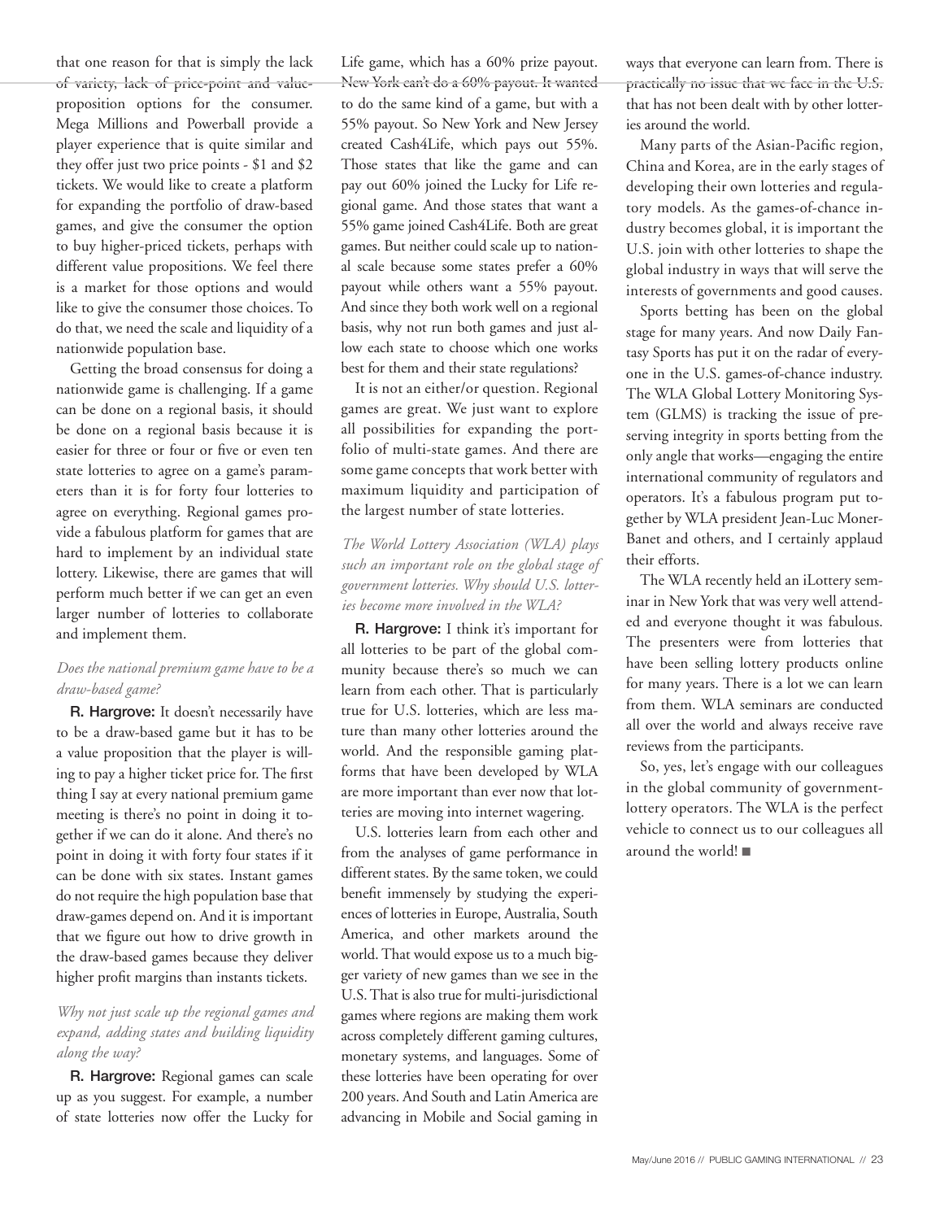that one reason for that is simply the lack of variety, lack of price-point and value-proposition options for the consumer. Mega Millions and Powerball provide a player experience that is quite similar and they offer just two price points - $1 and $2 tickets. We would like to create a platform for expanding the portfolio of draw-based games, and give the consumer the option to buy higher-priced tickets, perhaps with different value propositions. We feel there is a market for those options and would like to give the consumer those choices. To do that, we need the scale and liquidity of a nationwide population base.

Getting the broad consensus for doing a nationwide game is challenging. If a game can be done on a regional basis, it should be done on a regional basis because it is easier for three or four or five or even ten state lotteries to agree on a game's parameters than it is for forty four lotteries to agree on everything. Regional games provide a fabulous platform for games that are hard to implement by an individual state lottery. Likewise, there are games that will perform much better if we can get an even larger number of lotteries to collaborate and implement them.

*Does the national premium game have to be a draw-based game?*

**R. Hargrove:** It doesn't necessarily have to be a draw-based game but it has to be a value proposition that the player is willing to pay a higher ticket price for. The first thing I say at every national premium game meeting is there's no point in doing it together if we can do it alone. And there's no point in doing it with forty four states if it can be done with six states. Instant games do not require the high population base that draw-games depend on. And it is important that we figure out how to drive growth in the draw-based games because they deliver higher profit margins than instants tickets.

*Why not just scale up the regional games and expand, adding states and building liquidity along the way?*

**R. Hargrove:** Regional games can scale up as you suggest. For example, a number of state lotteries now offer the Lucky for Life game, which has a 60% prize payout. New York can't do a 60% payout. It wanted to do the same kind of a game, but with a 55% payout. So New York and New Jersey created Cash4Life, which pays out 55%. Those states that like the game and can pay out 60% joined the Lucky for Life regional game. And those states that want a 55% game joined Cash4Life. Both are great games. But neither could scale up to national scale because some states prefer a 60% payout while others want a 55% payout. And since they both work well on a regional basis, why not run both games and just allow each state to choose which one works best for them and their state regulations?

It is not an either/or question. Regional games are great. We just want to explore all possibilities for expanding the portfolio of multi-state games. And there are some game concepts that work better with maximum liquidity and participation of the largest number of state lotteries.

*The World Lottery Association (WLA) plays such an important role on the global stage of government lotteries. Why should U.S. lotteries become more involved in the WLA?*

**R. Hargrove:** I think it's important for all lotteries to be part of the global community because there's so much we can learn from each other. That is particularly true for U.S. lotteries, which are less mature than many other lotteries around the world. And the responsible gaming platforms that have been developed by WLA are more important than ever now that lotteries are moving into internet wagering.

U.S. lotteries learn from each other and from the analyses of game performance in different states. By the same token, we could benefit immensely by studying the experiences of lotteries in Europe, Australia, South America, and other markets around the world. That would expose us to a much bigger variety of new games than we see in the U.S. That is also true for multi-jurisdictional games where regions are making them work across completely different gaming cultures, monetary systems, and languages. Some of these lotteries have been operating for over 200 years. And South and Latin America are advancing in Mobile and Social gaming in ways that everyone can learn from. There is practically no issue that we face in the U.S. that has not been dealt with by other lotteries around the world.

Many parts of the Asian-Pacific region, China and Korea, are in the early stages of developing their own lotteries and regulatory models. As the games-of-chance industry becomes global, it is important the U.S. join with other lotteries to shape the global industry in ways that will serve the interests of governments and good causes.

Sports betting has been on the global stage for many years. And now Daily Fantasy Sports has put it on the radar of everyone in the U.S. games-of-chance industry. The WLA Global Lottery Monitoring System (GLMS) is tracking the issue of preserving integrity in sports betting from the only angle that works—engaging the entire international community of regulators and operators. It's a fabulous program put together by WLA president Jean-Luc Moner-Banet and others, and I certainly applaud their efforts.

The WLA recently held an iLottery seminar in New York that was very well attended and everyone thought it was fabulous. The presenters were from lotteries that have been selling lottery products online for many years. There is a lot we can learn from them. WLA seminars are conducted all over the world and always receive rave reviews from the participants.

So, yes, let's engage with our colleagues in the global community of government-lottery operators. The WLA is the perfect vehicle to connect us to our colleagues all around the world! ■